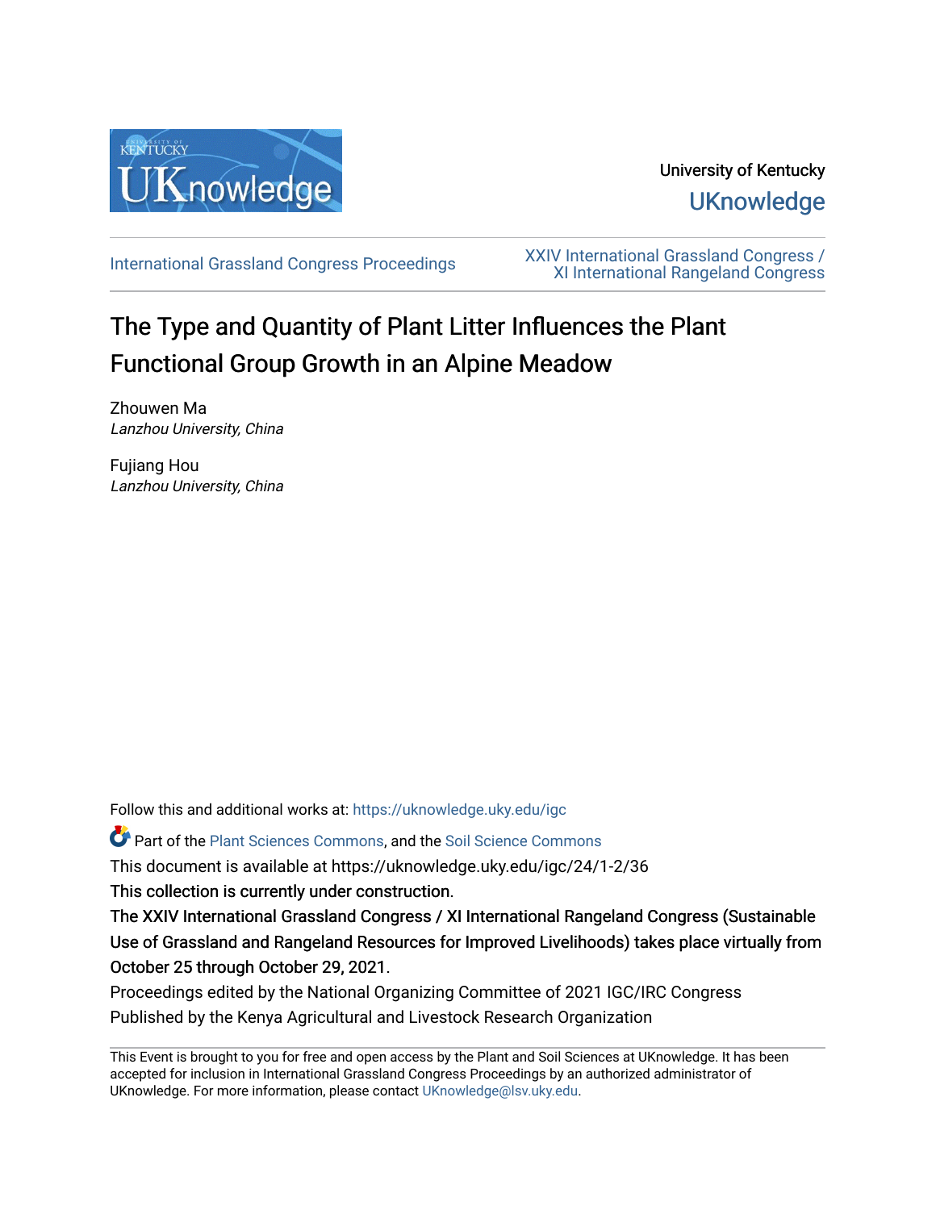University of Kentucky

UKnowledge

International Grassland Congress Proceedings

XXIV International Grassland Congress / XI International Rangeland Congress

# The Type and Quantity of Plant Litter Influences the Plant Functional Group Growth in an Alpine Meadow

Zhouwen Ma
*Lanzhou University, China*

Fujiang Hou
*Lanzhou University, China*

Follow this and additional works at: https://uknowledge.uky.edu/igc

Part of the Plant Sciences Commons, and the Soil Science Commons

This document is available at https://uknowledge.uky.edu/igc/24/1-2/36

This collection is currently under construction.

The XXIV International Grassland Congress / XI International Rangeland Congress (Sustainable Use of Grassland and Rangeland Resources for Improved Livelihoods) takes place virtually from October 25 through October 29, 2021.

Proceedings edited by the National Organizing Committee of 2021 IGC/IRC Congress
Published by the Kenya Agricultural and Livestock Research Organization

This Event is brought to you for free and open access by the Plant and Soil Sciences at UKnowledge. It has been accepted for inclusion in International Grassland Congress Proceedings by an authorized administrator of UKnowledge. For more information, please contact UKnowledge@lsv.uky.edu.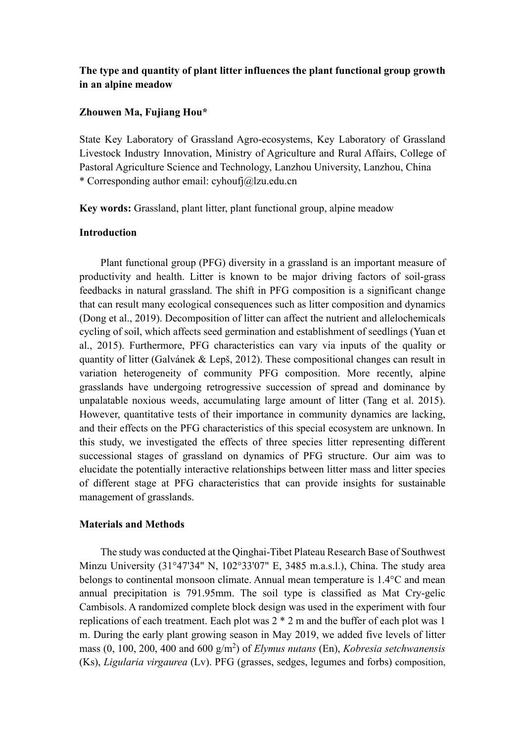**The type and quantity of plant litter influences the plant functional group growth in an alpine meadow**

**Zhouwen Ma, Fujiang Hou***

State Key Laboratory of Grassland Agro-ecosystems, Key Laboratory of Grassland Livestock Industry Innovation, Ministry of Agriculture and Rural Affairs, College of Pastoral Agriculture Science and Technology, Lanzhou University, Lanzhou, China
* Corresponding author email: cyhoufj@lzu.edu.cn

**Key words:** Grassland, plant litter, plant functional group, alpine meadow

## Introduction

Plant functional group (PFG) diversity in a grassland is an important measure of productivity and health. Litter is known to be major driving factors of soil-grass feedbacks in natural grassland. The shift in PFG composition is a significant change that can result many ecological consequences such as litter composition and dynamics (Dong et al., 2019). Decomposition of litter can affect the nutrient and allelochemicals cycling of soil, which affects seed germination and establishment of seedlings (Yuan et al., 2015). Furthermore, PFG characteristics can vary via inputs of the quality or quantity of litter (Galvánek & Lepš, 2012). These compositional changes can result in variation heterogeneity of community PFG composition. More recently, alpine grasslands have undergoing retrogressive succession of spread and dominance by unpalatable noxious weeds, accumulating large amount of litter (Tang et al. 2015). However, quantitative tests of their importance in community dynamics are lacking, and their effects on the PFG characteristics of this special ecosystem are unknown. In this study, we investigated the effects of three species litter representing different successional stages of grassland on dynamics of PFG structure. Our aim was to elucidate the potentially interactive relationships between litter mass and litter species of different stage at PFG characteristics that can provide insights for sustainable management of grasslands.

## Materials and Methods

The study was conducted at the Qinghai-Tibet Plateau Research Base of Southwest Minzu University (31°47'34" N, 102°33'07" E, 3485 m.a.s.l.), China. The study area belongs to continental monsoon climate. Annual mean temperature is 1.4°C and mean annual precipitation is 791.95mm. The soil type is classified as Mat Cry-gelic Cambisols. A randomized complete block design was used in the experiment with four replications of each treatment. Each plot was 2 * 2 m and the buffer of each plot was 1 m. During the early plant growing season in May 2019, we added five levels of litter mass (0, 100, 200, 400 and 600 g/m$^2$) of *Elymus nutans* (En), *Kobresia setchwanensis* (Ks), *Ligularia virgaurea* (Lv). PFG (grasses, sedges, legumes and forbs) composition,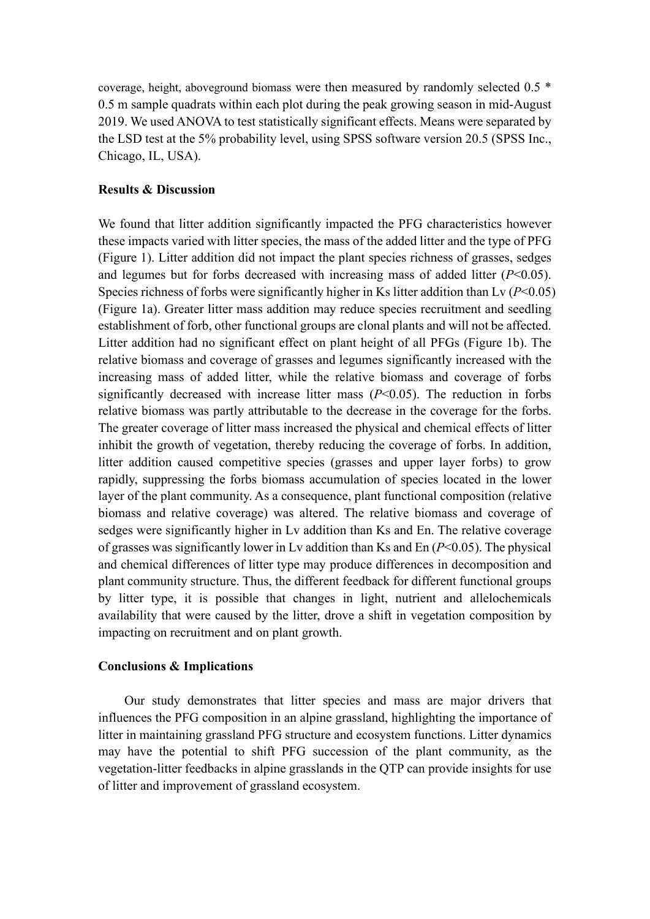coverage, height, aboveground biomass were then measured by randomly selected 0.5 * 0.5 m sample quadrats within each plot during the peak growing season in mid-August 2019. We used ANOVA to test statistically significant effects. Means were separated by the LSD test at the 5% probability level, using SPSS software version 20.5 (SPSS Inc., Chicago, IL, USA).

**Results & Discussion**

We found that litter addition significantly impacted the PFG characteristics however these impacts varied with litter species, the mass of the added litter and the type of PFG (Figure 1). Litter addition did not impact the plant species richness of grasses, sedges and legumes but for forbs decreased with increasing mass of added litter ($P<0.05$). Species richness of forbs were significantly higher in Ks litter addition than Lv ($P<0.05$) (Figure 1a). Greater litter mass addition may reduce species recruitment and seedling establishment of forb, other functional groups are clonal plants and will not be affected. Litter addition had no significant effect on plant height of all PFGs (Figure 1b). The relative biomass and coverage of grasses and legumes significantly increased with the increasing mass of added litter, while the relative biomass and coverage of forbs significantly decreased with increase litter mass ($P<0.05$). The reduction in forbs relative biomass was partly attributable to the decrease in the coverage for the forbs. The greater coverage of litter mass increased the physical and chemical effects of litter inhibit the growth of vegetation, thereby reducing the coverage of forbs. In addition, litter addition caused competitive species (grasses and upper layer forbs) to grow rapidly, suppressing the forbs biomass accumulation of species located in the lower layer of the plant community. As a consequence, plant functional composition (relative biomass and relative coverage) was altered. The relative biomass and coverage of sedges were significantly higher in Lv addition than Ks and En. The relative coverage of grasses was significantly lower in Lv addition than Ks and En ($P<0.05$). The physical and chemical differences of litter type may produce differences in decomposition and plant community structure. Thus, the different feedback for different functional groups by litter type, it is possible that changes in light, nutrient and allelochemicals availability that were caused by the litter, drove a shift in vegetation composition by impacting on recruitment and on plant growth.

**Conclusions & Implications**

Our study demonstrates that litter species and mass are major drivers that influences the PFG composition in an alpine grassland, highlighting the importance of litter in maintaining grassland PFG structure and ecosystem functions. Litter dynamics may have the potential to shift PFG succession of the plant community, as the vegetation-litter feedbacks in alpine grasslands in the QTP can provide insights for use of litter and improvement of grassland ecosystem.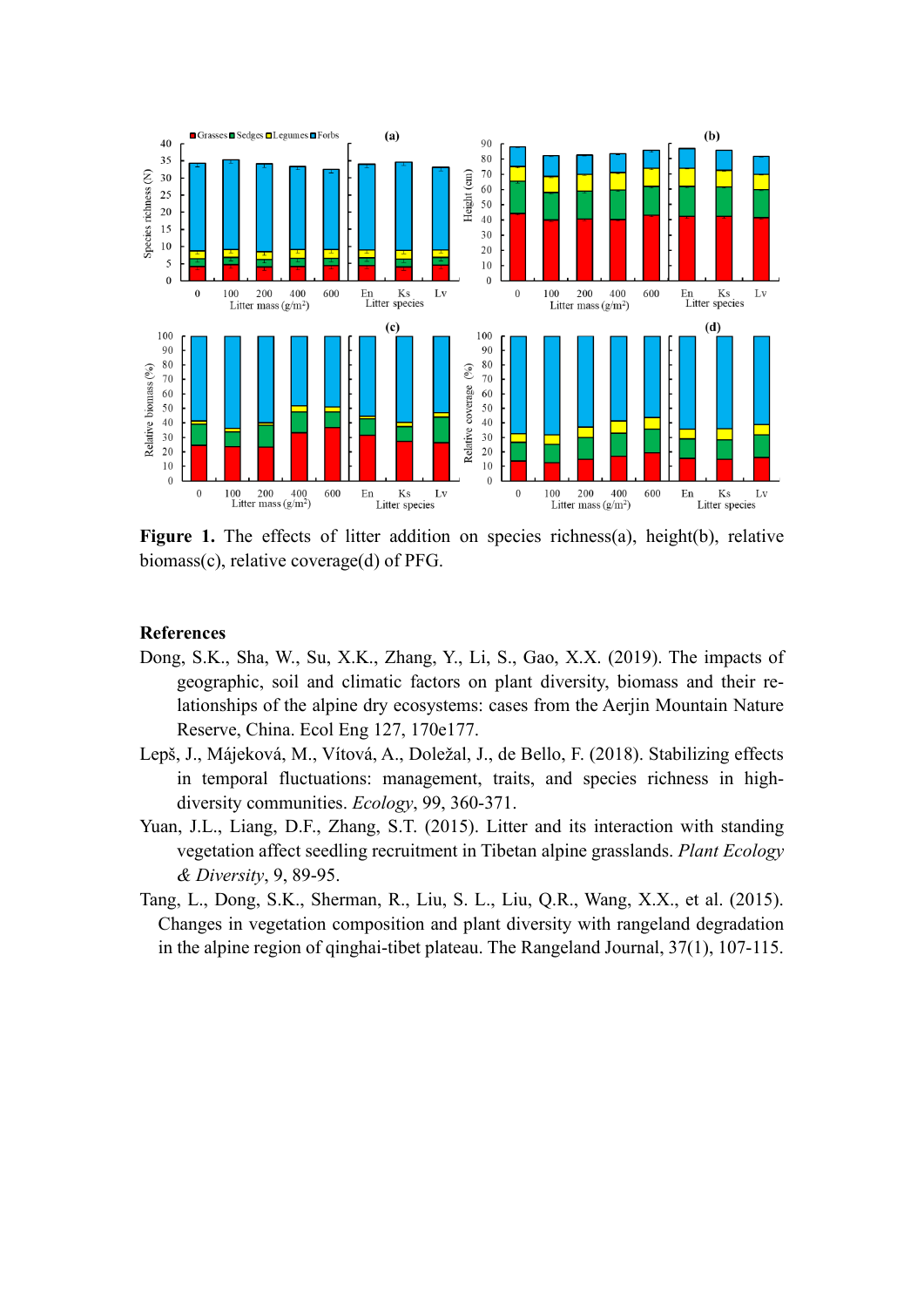■Grasses ■Sedges ■Legumes ■Forbs

(a)

Species richness (N)

40
35
30
25
20
15
10
5
0

0 100 200 400 600 En Ks Lv

Litter mass (g/m²) Litter species

(b)

Height (cm)

90
80
70
60
50
40
30
20
10
0

0 100 200 400 600 En Ks Lv

Litter mass (g/m²) Litter species

(c)

Relative biomass (%)

100
90
80
70
60
50
40
30
20
10
0

0 100 200 400 600 En Ks Lv

Litter mass (g/m²) Litter species

(d)

Relative coverage (%)

100
90
80
70
60
50
40
30
20
10
0

0 100 200 400 600 En Ks Lv

Litter mass (g/m²) Litter species

**Figure 1.** The effects of litter addition on species richness(a), height(b), relative biomass(c), relative coverage(d) of PFG.

**References**

Dong, S.K., Sha, W., Su, X.K., Zhang, Y., Li, S., Gao, X.X. (2019). The impacts of geographic, soil and climatic factors on plant diversity, biomass and their relationships of the alpine dry ecosystems: cases from the Aerjin Mountain Nature Reserve, China. Ecol Eng 127, 170e177.

Lepš, J., Májeková, M., Vítová, A., Doležal, J., de Bello, F. (2018). Stabilizing effects in temporal fluctuations: management, traits, and species richness in high-diversity communities. *Ecology*, 99, 360-371.

Yuan, J.L., Liang, D.F., Zhang, S.T. (2015). Litter and its interaction with standing vegetation affect seedling recruitment in Tibetan alpine grasslands. *Plant Ecology & Diversity*, 9, 89-95.

Tang, L., Dong, S.K., Sherman, R., Liu, S. L., Liu, Q.R., Wang, X.X., et al. (2015). Changes in vegetation composition and plant diversity with rangeland degradation in the alpine region of qinghai-tibet plateau. The Rangeland Journal, 37(1), 107-115.